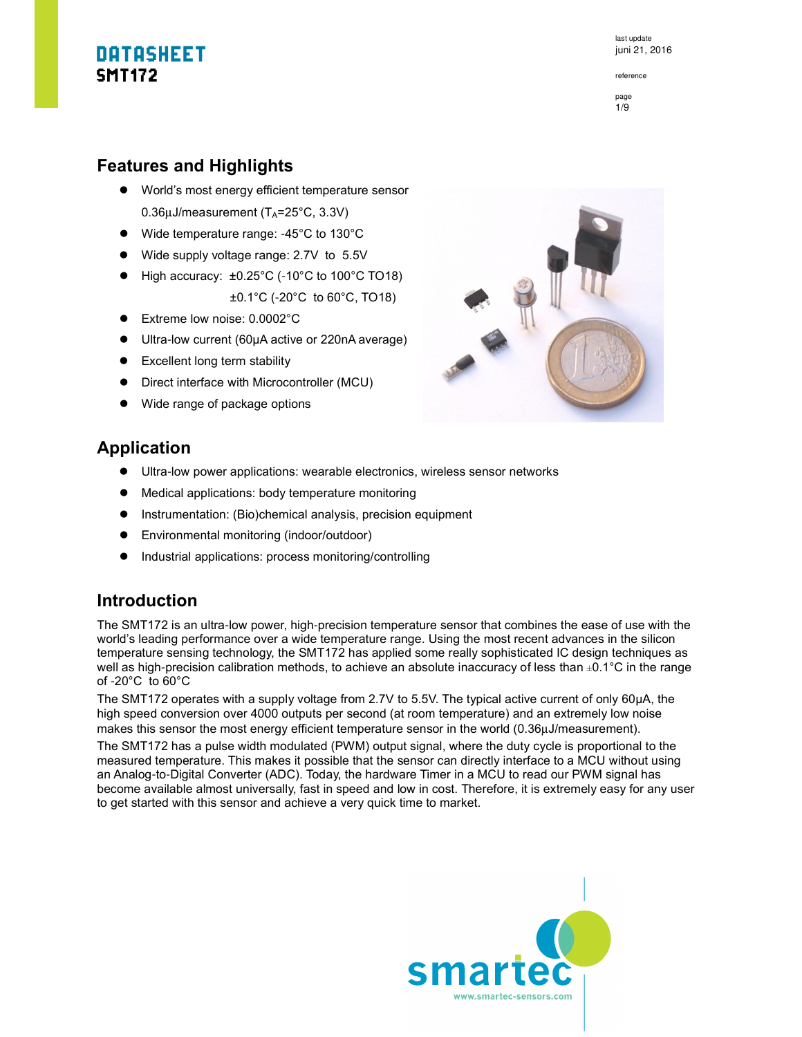# DATASHEET
# SMT172

## Features and Highlights

- World's most energy efficient temperature sensor 0.36µJ/measurement ($T_A$=25°C, 3.3V)
- Wide temperature range: -45°C to 130°C
- Wide supply voltage range: 2.7V to 5.5V
- High accuracy: ±0.25°C (-10°C to 100°C TO18)
  ±0.1°C (-20°C to 60°C, TO18)
- Extreme low noise: 0.0002°C
- Ultra-low current (60µA active or 220nA average)
- Excellent long term stability
- Direct interface with Microcontroller (MCU)
- Wide range of package options

## Application

- Ultra-low power applications: wearable electronics, wireless sensor networks
- Medical applications: body temperature monitoring
- Instrumentation: (Bio)chemical analysis, precision equipment
- Environmental monitoring (indoor/outdoor)
- Industrial applications: process monitoring/controlling

## Introduction

The SMT172 is an ultra-low power, high-precision temperature sensor that combines the ease of use with the world's leading performance over a wide temperature range. Using the most recent advances in the silicon temperature sensing technology, the SMT172 has applied some really sophisticated IC design techniques as well as high-precision calibration methods, to achieve an absolute inaccuracy of less than ±0.1°C in the range of -20°C to 60°C

The SMT172 operates with a supply voltage from 2.7V to 5.5V. The typical active current of only 60µA, the high speed conversion over 4000 outputs per second (at room temperature) and an extremely low noise makes this sensor the most energy efficient temperature sensor in the world (0.36µJ/measurement).

The SMT172 has a pulse width modulated (PWM) output signal, where the duty cycle is proportional to the measured temperature. This makes it possible that the sensor can directly interface to a MCU without using an Analog-to-Digital Converter (ADC). Today, the hardware Timer in a MCU to read our PWM signal has become available almost universally, fast in speed and low in cost. Therefore, it is extremely easy for any user to get started with this sensor and achieve a very quick time to market.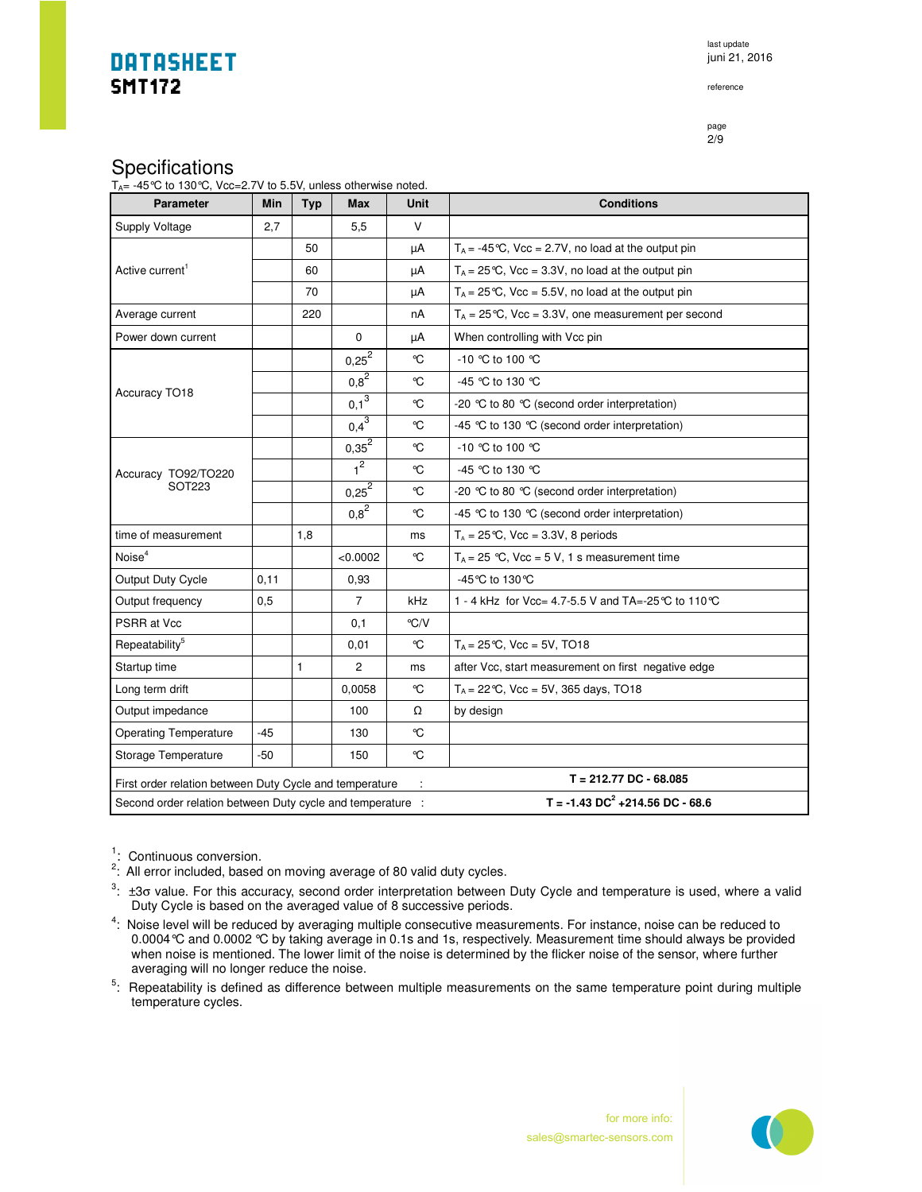## Specifications

$T_A$= -45°C to 130°C, Vcc=2.7V to 5.5V, unless otherwise noted.

| Parameter | Min | Typ | Max | Unit | Conditions |
|---|---|---|---|---|---|
| Supply Voltage | 2,7 | | 5,5 | V | |
| Active current[1] | | 50 | | µA | $T_A$ = -45°C, Vcc = 2.7V, no load at the output pin |
| | | 60 | | µA | $T_A$ = 25°C, Vcc = 3.3V, no load at the output pin |
| | | 70 | | µA | $T_A$ = 25°C, Vcc = 5.5V, no load at the output pin |
| Average current | | 220 | | nA | $T_A$ = 25°C, Vcc = 3.3V, one measurement per second |
| Power down current | | | 0 | µA | When controlling with Vcc pin |
| Accuracy TO18 | | | 0,25[2] | °C | -10 °C to 100 °C |
| | | | 0,8[2] | °C | -45 °C to 130 °C |
| | | | 0,1[3] | °C | -20 °C to 80 °C (second order interpretation) |
| | | | 0,4[3] | °C | -45 °C to 130 °C (second order interpretation) |
| Accuracy TO92/TO220 SOT223 | | | 0,35[2] | °C | -10 °C to 100 °C |
| | | | 1[2] | °C | -45 °C to 130 °C |
| | | | 0,25[2] | °C | -20 °C to 80 °C (second order interpretation) |
| | | | 0,8[2] | °C | -45 °C to 130 °C (second order interpretation) |
| time of measurement | | 1,8 | | ms | $T_A$ = 25°C, Vcc = 3.3V, 8 periods |
| Noise[4] | | | <0.0002 | °C | $T_A$ = 25 °C, Vcc = 5 V, 1 s measurement time |
| Output Duty Cycle | 0,11 | | 0,93 | | -45°C to 130°C |
| Output frequency | 0,5 | | 7 | kHz | 1 - 4 kHz for Vcc= 4.7-5.5 V and TA=-25°C to 110°C |
| PSRR at Vcc | | | 0,1 | °C/V | |
| Repeatability[5] | | | 0,01 | °C | $T_A$ = 25°C, Vcc = 5V, TO18 |
| Startup time | | 1 | 2 | ms | after Vcc, start measurement on first negative edge |
| Long term drift | | | 0,0058 | °C | $T_A$ = 22°C, Vcc = 5V, 365 days, TO18 |
| Output impedance | | | 100 | Ω | by design |
| Operating Temperature | -45 | | 130 | °C | |
| Storage Temperature | -50 | | 150 | °C | |
| First order relation between Duty Cycle and temperature : | | | | | **T = 212.77 DC - 68.085** |
| Second order relation between Duty cycle and temperature : | | | | | **$T = -1.43\ DC^2 + 214.56\ DC - 68.6$** |

[1]: Continuous conversion.

[2]: All error included, based on moving average of 80 valid duty cycles.

[3]: ±3σ value. For this accuracy, second order interpretation between Duty Cycle and temperature is used, where a valid Duty Cycle is based on the averaged value of 8 successive periods.

[4]: Noise level will be reduced by averaging multiple consecutive measurements. For instance, noise can be reduced to 0.0004°C and 0.0002 °C by taking average in 0.1s and 1s, respectively. Measurement time should always be provided when noise is mentioned. The lower limit of the noise is determined by the flicker noise of the sensor, where further averaging will no longer reduce the noise.

[5]: Repeatability is defined as difference between multiple measurements on the same temperature point during multiple temperature cycles.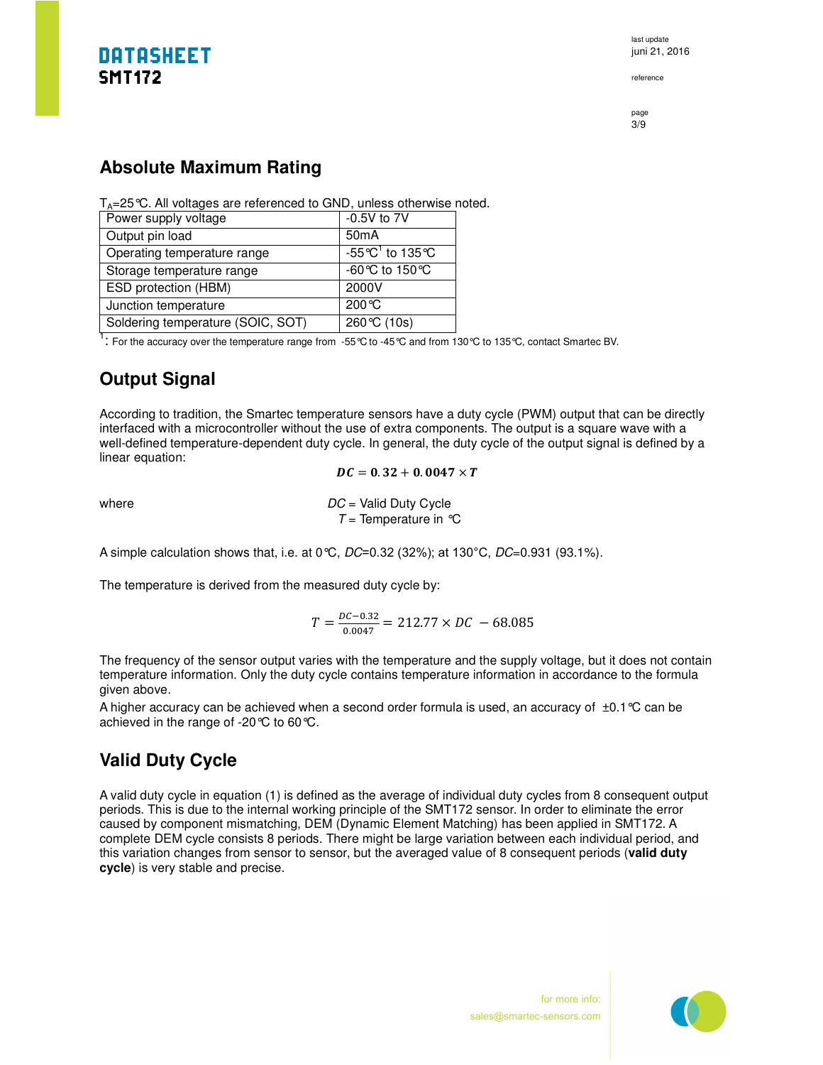## Absolute Maximum Rating

$T_A$=25℃. All voltages are referenced to GND, unless otherwise noted.

| Power supply voltage | -0.5V to 7V |
|---|---|
| Output pin load | 50mA |
| Operating temperature range | -55℃[1] to 135℃ |
| Storage temperature range | -60℃ to 150℃ |
| ESD protection (HBM) | 2000V |
| Junction temperature | 200℃ |
| Soldering temperature (SOIC, SOT) | 260℃ (10s) |

[1]: For the accuracy over the temperature range from -55℃ to -45℃ and from 130℃ to 135℃, contact Smartec BV.

## Output Signal

According to tradition, the Smartec temperature sensors have a duty cycle (PWM) output that can be directly interfaced with a microcontroller without the use of extra components. The output is a square wave with a well-defined temperature-dependent duty cycle. In general, the duty cycle of the output signal is defined by a linear equation:

$$DC = 0.32 + 0.0047 \times T$$

where $DC$ = Valid Duty Cycle
$T$ = Temperature in ℃

A simple calculation shows that, i.e. at 0℃, $DC$=0.32 (32%); at 130°C, $DC$=0.931 (93.1%).

The temperature is derived from the measured duty cycle by:

$$T = \frac{DC - 0.32}{0.0047} = 212.77 \times DC - 68.085$$

The frequency of the sensor output varies with the temperature and the supply voltage, but it does not contain temperature information. Only the duty cycle contains temperature information in accordance to the formula given above.

A higher accuracy can be achieved when a second order formula is used, an accuracy of ±0.1℃ can be achieved in the range of -20℃ to 60℃.

## Valid Duty Cycle

A valid duty cycle in equation (1) is defined as the average of individual duty cycles from 8 consequent output periods. This is due to the internal working principle of the SMT172 sensor. In order to eliminate the error caused by component mismatching, DEM (Dynamic Element Matching) has been applied in SMT172. A complete DEM cycle consists 8 periods. There might be large variation between each individual period, and this variation changes from sensor to sensor, but the averaged value of 8 consequent periods (**valid duty cycle**) is very stable and precise.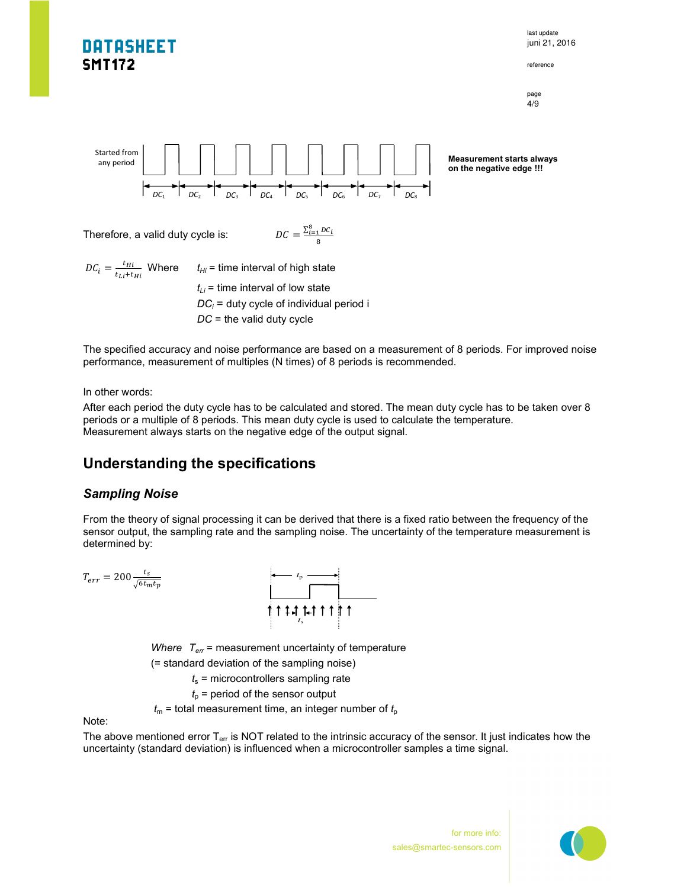Started from any period

$DC_1$ $DC_2$ $DC_3$ $DC_4$ $DC_5$ $DC_6$ $DC_7$ $DC_8$

**Measurement starts always on the negative edge !!!**

Therefore, a valid duty cycle is: $DC = \frac{\sum_{i=1}^{8} DC_i}{8}$

$DC_i = \frac{t_{Hi}}{t_{Li}+t_{Hi}}$ Where $t_{Hi}$ = time interval of high state

$t_{Li}$ = time interval of low state

$DC_i$ = duty cycle of individual period i

$DC$ = the valid duty cycle

The specified accuracy and noise performance are based on a measurement of 8 periods. For improved noise performance, measurement of multiples (N times) of 8 periods is recommended.

In other words:

After each period the duty cycle has to be calculated and stored. The mean duty cycle has to be taken over 8 periods or a multiple of 8 periods. This mean duty cycle is used to calculate the temperature.
Measurement always starts on the negative edge of the output signal.

## Understanding the specifications

### *Sampling Noise*

From the theory of signal processing it can be derived that there is a fixed ratio between the frequency of the sensor output, the sampling rate and the sampling noise. The uncertainty of the temperature measurement is determined by:

$$T_{err} = 200 \frac{t_s}{\sqrt{6 t_m t_p}}$$

*Where* $T_{err}$ = measurement uncertainty of temperature
(= standard deviation of the sampling noise)

$t_s$ = microcontrollers sampling rate

$t_p$ = period of the sensor output

$t_m$ = total measurement time, an integer number of $t_p$

Note:

The above mentioned error $T_{err}$ is NOT related to the intrinsic accuracy of the sensor. It just indicates how the uncertainty (standard deviation) is influenced when a microcontroller samples a time signal.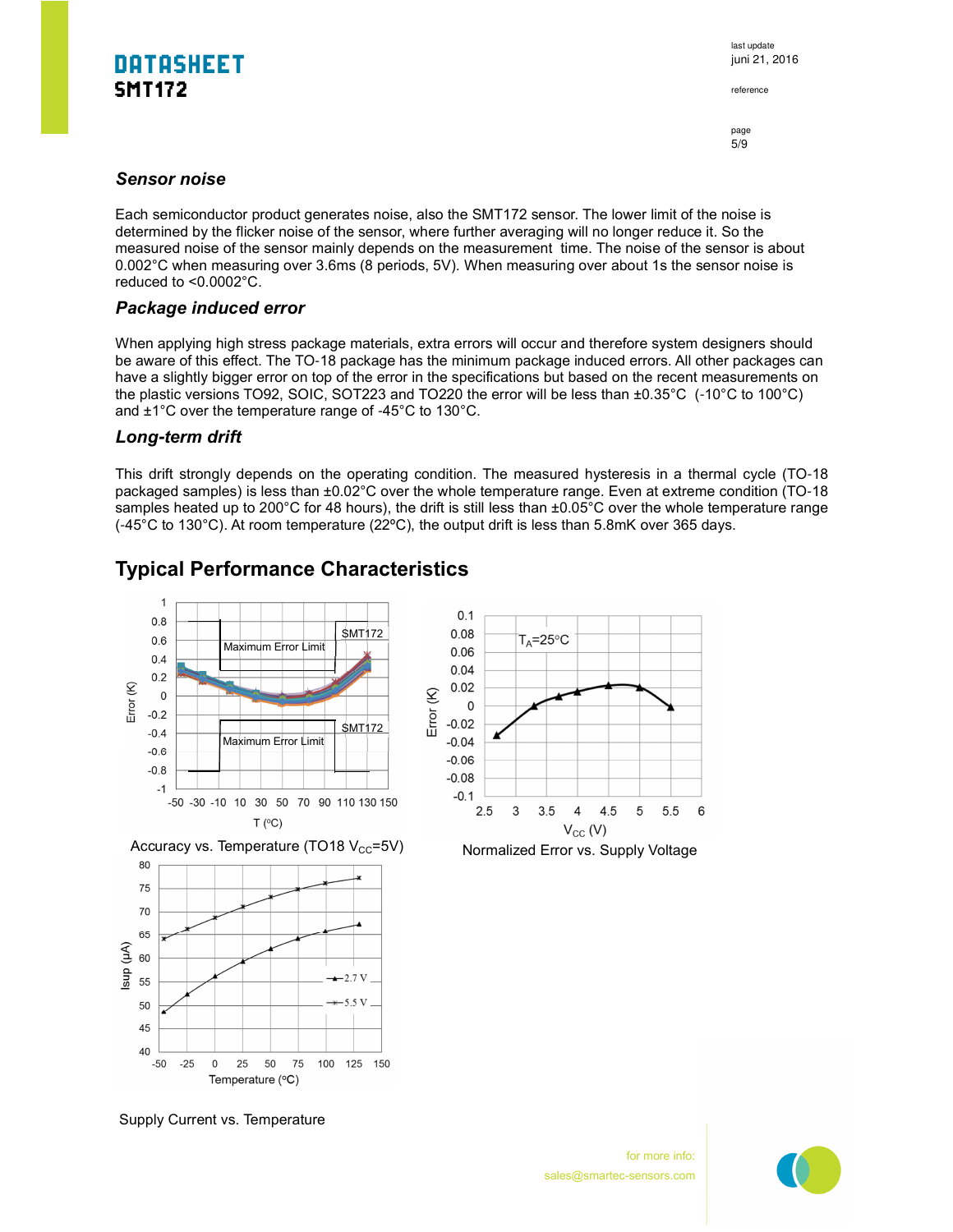### *Sensor noise*

Each semiconductor product generates noise, also the SMT172 sensor. The lower limit of the noise is determined by the flicker noise of the sensor, where further averaging will no longer reduce it. So the measured noise of the sensor mainly depends on the measurement time. The noise of the sensor is about 0.002°C when measuring over 3.6ms (8 periods, 5V). When measuring over about 1s the sensor noise is reduced to <0.0002°C.

### *Package induced error*

When applying high stress package materials, extra errors will occur and therefore system designers should be aware of this effect. The TO-18 package has the minimum package induced errors. All other packages can have a slightly bigger error on top of the error in the specifications but based on the recent measurements on the plastic versions TO92, SOIC, SOT223 and TO220 the error will be less than ±0.35°C (-10°C to 100°C) and ±1°C over the temperature range of -45°C to 130°C.

### *Long-term drift*

This drift strongly depends on the operating condition. The measured hysteresis in a thermal cycle (TO-18 packaged samples) is less than ±0.02°C over the whole temperature range. Even at extreme condition (TO-18 samples heated up to 200°C for 48 hours), the drift is still less than ±0.05°C over the whole temperature range (-45°C to 130°C). At room temperature (22ºC), the output drift is less than 5.8mK over 365 days.

## Typical Performance Characteristics

Accuracy vs. Temperature (TO18 $V_{CC}$=5V)

Normalized Error vs. Supply Voltage

Supply Current vs. Temperature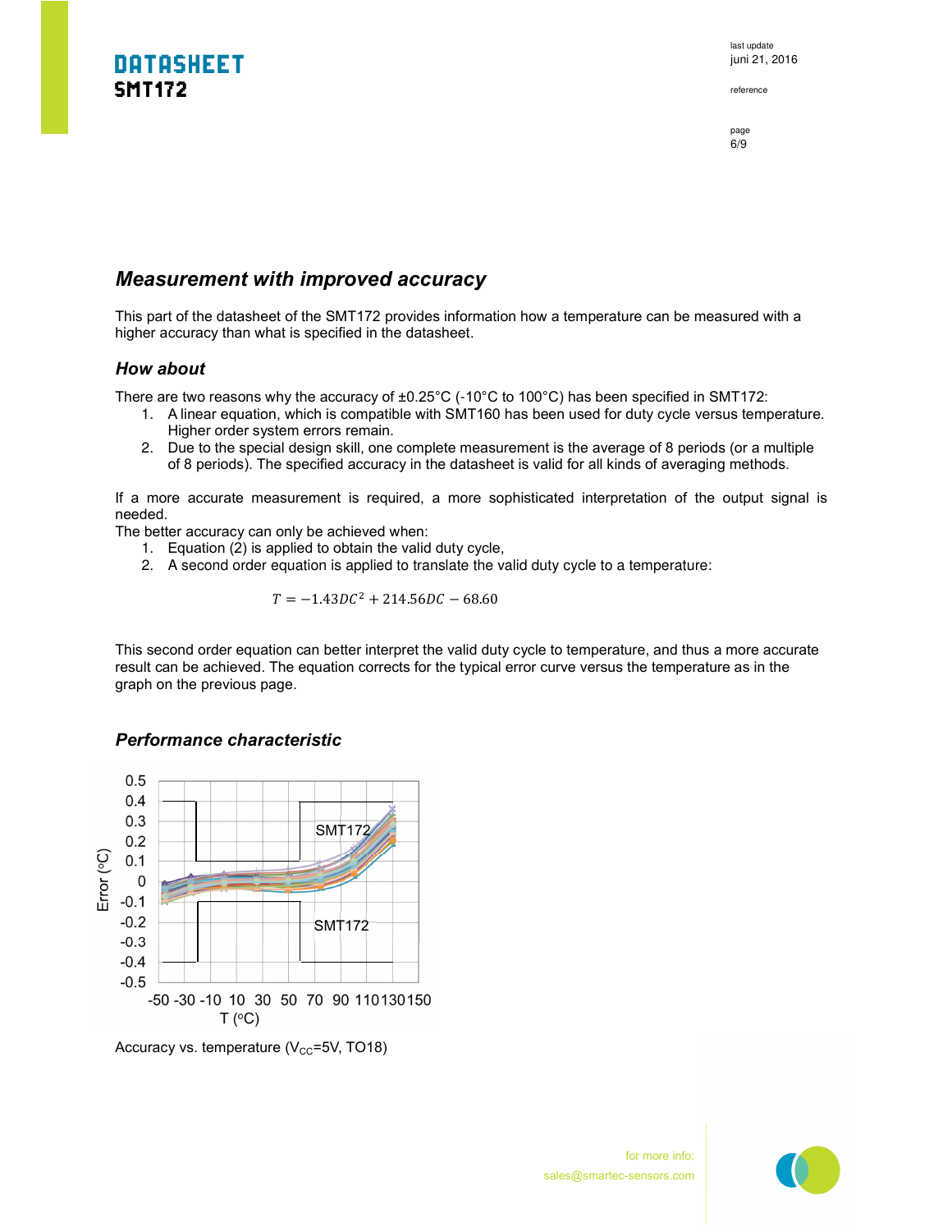## *Measurement with improved accuracy*

This part of the datasheet of the SMT172 provides information how a temperature can be measured with a higher accuracy than what is specified in the datasheet.

### *How about*

There are two reasons why the accuracy of ±0.25°C (-10°C to 100°C) has been specified in SMT172:

1. A linear equation, which is compatible with SMT160 has been used for duty cycle versus temperature. Higher order system errors remain.
2. Due to the special design skill, one complete measurement is the average of 8 periods (or a multiple of 8 periods). The specified accuracy in the datasheet is valid for all kinds of averaging methods.

If a more accurate measurement is required, a more sophisticated interpretation of the output signal is needed.

The better accuracy can only be achieved when:

1. Equation (2) is applied to obtain the valid duty cycle,
2. A second order equation is applied to translate the valid duty cycle to a temperature:

$$T = -1.43DC^2 + 214.56DC - 68.60$$

This second order equation can better interpret the valid duty cycle to temperature, and thus a more accurate result can be achieved. The equation corrects for the typical error curve versus the temperature as in the graph on the previous page.

### *Performance characteristic*

Accuracy vs. temperature ($V_{CC}$=5V, TO18)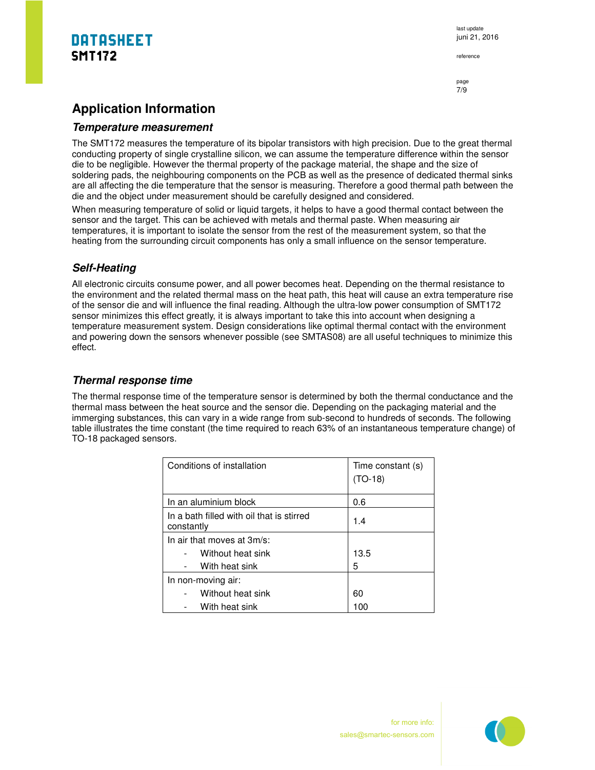# Application Information

## *Temperature measurement*

The SMT172 measures the temperature of its bipolar transistors with high precision. Due to the great thermal conducting property of single crystalline silicon, we can assume the temperature difference within the sensor die to be negligible. However the thermal property of the package material, the shape and the size of soldering pads, the neighbouring components on the PCB as well as the presence of dedicated thermal sinks are all affecting the die temperature that the sensor is measuring. Therefore a good thermal path between the die and the object under measurement should be carefully designed and considered.

When measuring temperature of solid or liquid targets, it helps to have a good thermal contact between the sensor and the target. This can be achieved with metals and thermal paste. When measuring air temperatures, it is important to isolate the sensor from the rest of the measurement system, so that the heating from the surrounding circuit components has only a small influence on the sensor temperature.

## *Self-Heating*

All electronic circuits consume power, and all power becomes heat. Depending on the thermal resistance to the environment and the related thermal mass on the heat path, this heat will cause an extra temperature rise of the sensor die and will influence the final reading. Although the ultra-low power consumption of SMT172 sensor minimizes this effect greatly, it is always important to take this into account when designing a temperature measurement system. Design considerations like optimal thermal contact with the environment and powering down the sensors whenever possible (see SMTAS08) are all useful techniques to minimize this effect.

## *Thermal response time*

The thermal response time of the temperature sensor is determined by both the thermal conductance and the thermal mass between the heat source and the sensor die. Depending on the packaging material and the immerging substances, this can vary in a wide range from sub-second to hundreds of seconds. The following table illustrates the time constant (the time required to reach 63% of an instantaneous temperature change) of TO-18 packaged sensors.

| Conditions of installation | Time constant (s) (TO-18) |
|---|---|
| In an aluminium block | 0.6 |
| In a bath filled with oil that is stirred constantly | 1.4 |
| In air that moves at 3m/s: | |
| - Without heat sink | 13.5 |
| - With heat sink | 5 |
| In non-moving air: | |
| - Without heat sink | 60 |
| - With heat sink | 100 |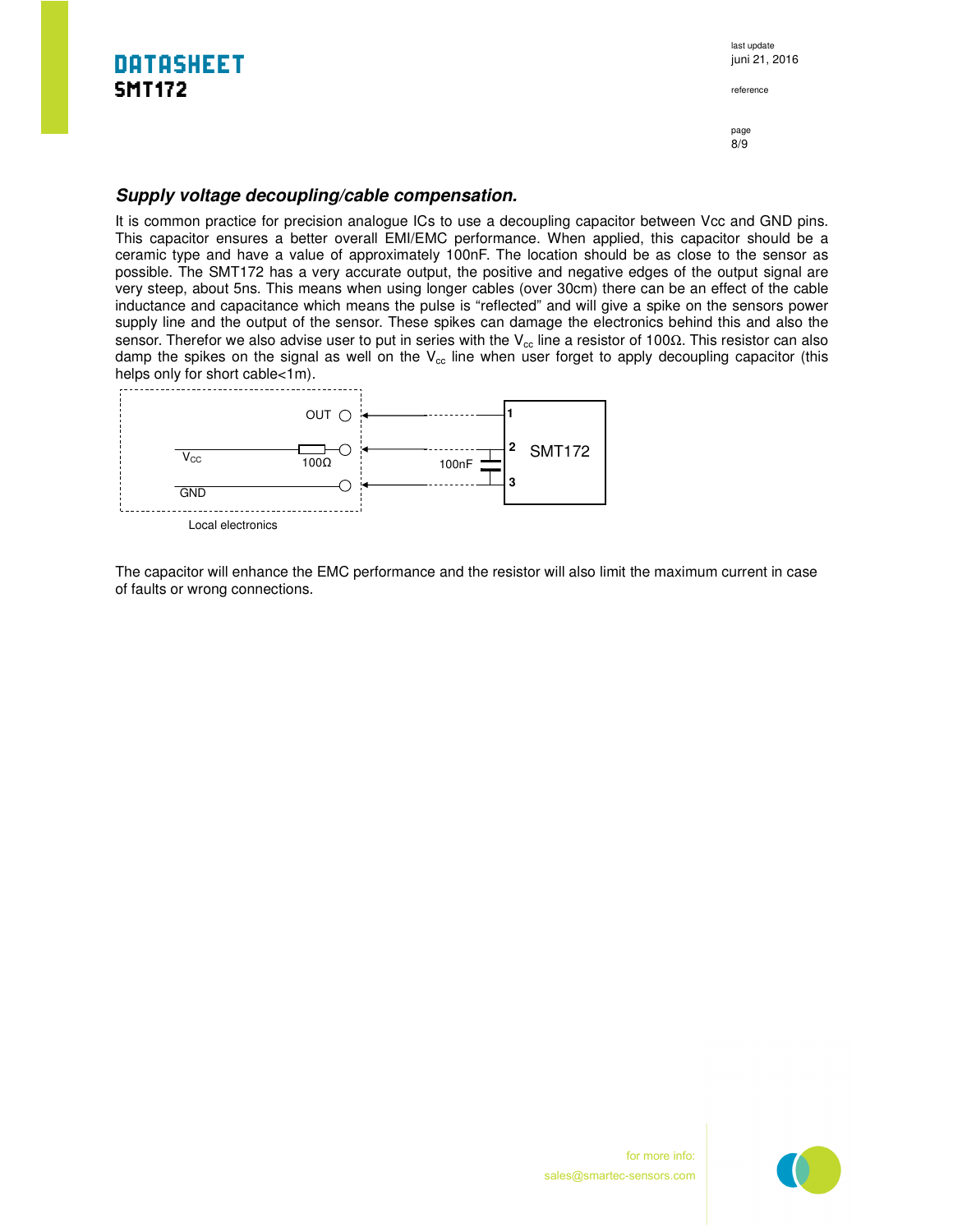## *Supply voltage decoupling/cable compensation.*

It is common practice for precision analogue ICs to use a decoupling capacitor between Vcc and GND pins. This capacitor ensures a better overall EMI/EMC performance. When applied, this capacitor should be a ceramic type and have a value of approximately 100nF. The location should be as close to the sensor as possible. The SMT172 has a very accurate output, the positive and negative edges of the output signal are very steep, about 5ns. This means when using longer cables (over 30cm) there can be an effect of the cable inductance and capacitance which means the pulse is "reflected" and will give a spike on the sensors power supply line and the output of the sensor. These spikes can damage the electronics behind this and also the sensor. Therefor we also advise user to put in series with the $V_{cc}$ line a resistor of 100Ω. This resistor can also damp the spikes on the signal as well on the $V_{cc}$ line when user forget to apply decoupling capacitor (this helps only for short cable<1m).

OUT
$V_{CC}$
100Ω
GND
100nF
1
2
3
SMT172
Local electronics

The capacitor will enhance the EMC performance and the resistor will also limit the maximum current in case of faults or wrong connections.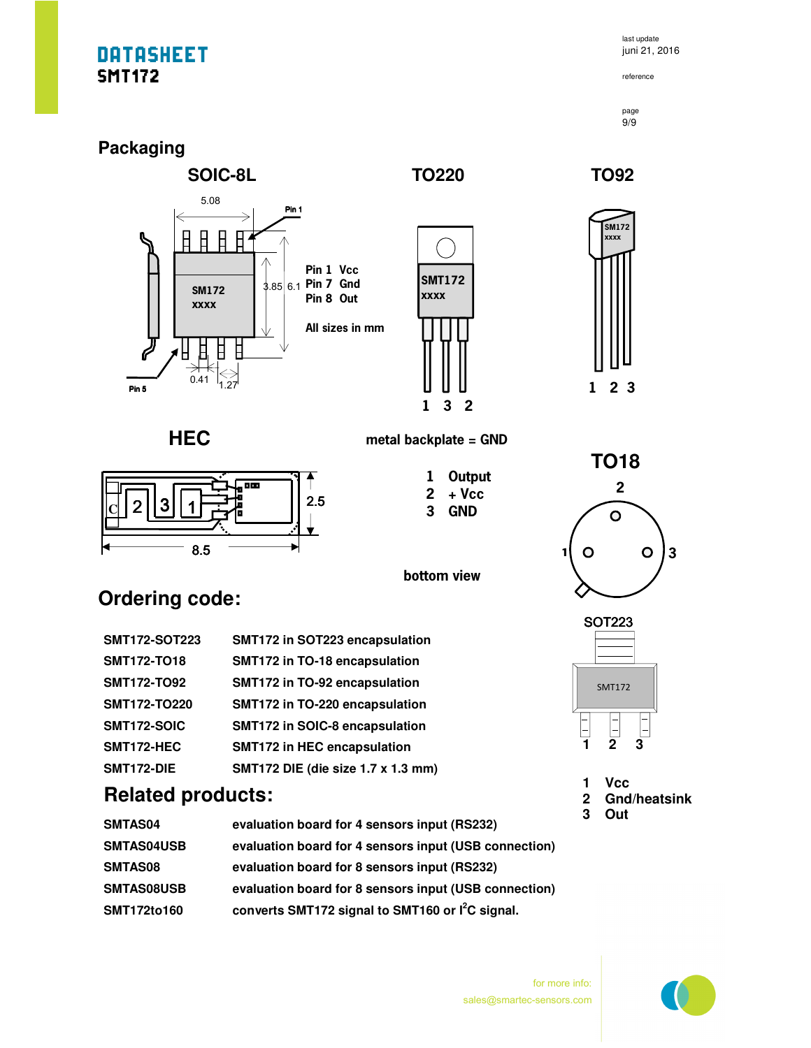## Packaging

### SOIC-8L

5.08

Pin 1

3.85

6.1

Pin 1 Vcc
Pin 7 Gnd
Pin 8 Out

All sizes in mm

SM172
xxxx

Pin 5

0.41

1.27

### TO220

SMT172
xxxx

1 3 2

### TO92

SM172
xxxx

1 2 3

### HEC

C 2 3 1

2.5

8.5

metal backplate = GND

1 Output
2 + Vcc
3 GND

bottom view

### TO18

2

1

3

### SOT223

SMT172

1 2 3

1 Vcc
2 Gnd/heatsink
3 Out

## Ordering code:

| | |
|---|---|
| SMT172-SOT223 | SMT172 in SOT223 encapsulation |
| SMT172-TO18 | SMT172 in TO-18 encapsulation |
| SMT172-TO92 | SMT172 in TO-92 encapsulation |
| SMT172-TO220 | SMT172 in TO-220 encapsulation |
| SMT172-SOIC | SMT172 in SOIC-8 encapsulation |
| SMT172-HEC | SMT172 in HEC encapsulation |
| SMT172-DIE | SMT172 DIE (die size 1.7 x 1.3 mm) |

## Related products:

| | |
|---|---|
| SMTAS04 | evaluation board for 4 sensors input (RS232) |
| SMTAS04USB | evaluation board for 4 sensors input (USB connection) |
| SMTAS08 | evaluation board for 8 sensors input (RS232) |
| SMTAS08USB | evaluation board for 8 sensors input (USB connection) |
| SMT172to160 | converts SMT172 signal to SMT160 or $I^2C$ signal. |

for more info:
sales@smartec-sensors.com